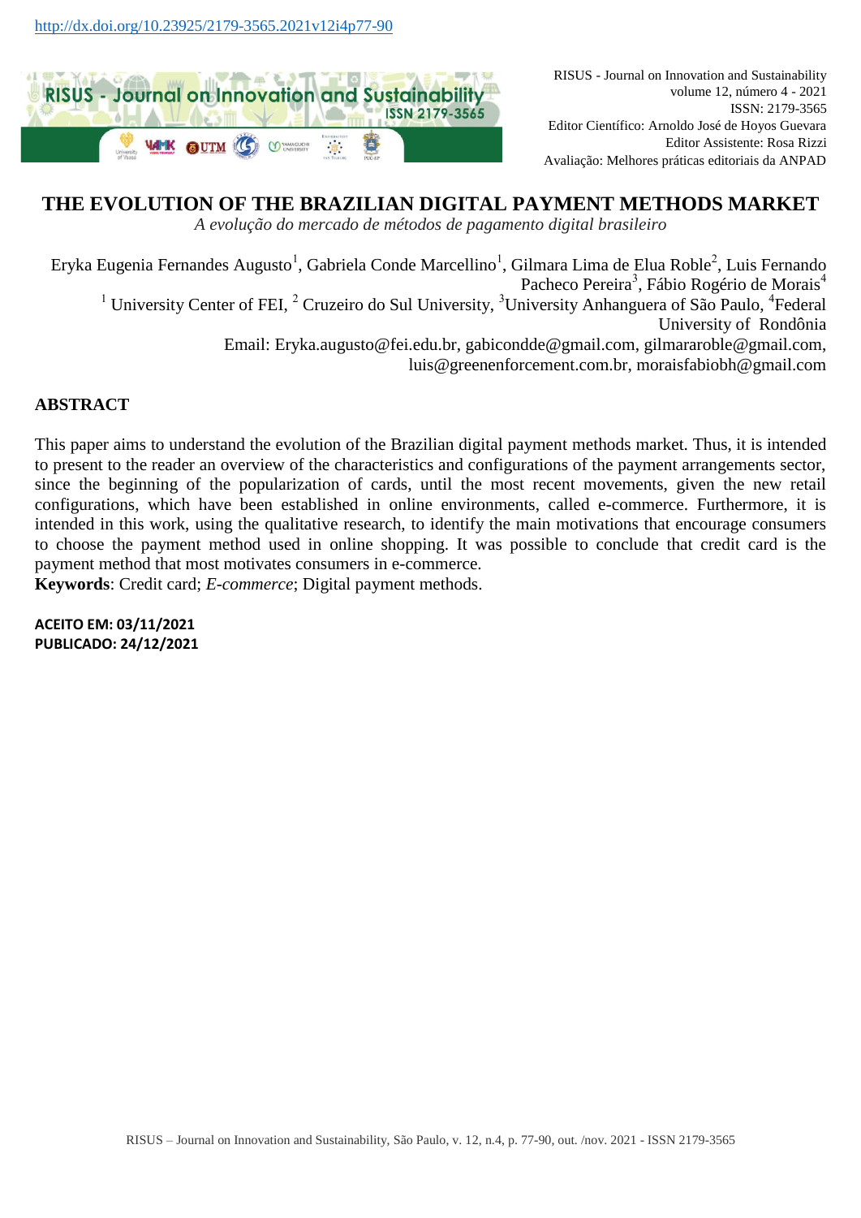http://dx.doi.org/10.23925/2179-3565.2021v12i4p77-90

RISUS - Journal on Innovation and Sustainability
volume 12, número 4 - 2021
ISSN: 2179-3565
Editor Científico: Arnoldo José de Hoyos Guevara
Editor Assistente: Rosa Rizzi
Avaliação: Melhores práticas editoriais da ANPAD

# THE EVOLUTION OF THE BRAZILIAN DIGITAL PAYMENT METHODS MARKET

*A evolução do mercado de métodos de pagamento digital brasileiro*

Eryka Eugenia Fernandes Augusto[1], Gabriela Conde Marcellino[1], Gilmara Lima de Elua Roble[2], Luis Fernando Pacheco Pereira[3], Fábio Rogério de Morais[4]

[1] University Center of FEI, [2] Cruzeiro do Sul University, [3]University Anhanguera of São Paulo, [4]Federal University of Rondônia

Email: Eryka.augusto@fei.edu.br, gabicondde@gmail.com, gilmararoble@gmail.com, luis@greenenforcement.com.br, moraisfabiobh@gmail.com

## ABSTRACT

This paper aims to understand the evolution of the Brazilian digital payment methods market. Thus, it is intended to present to the reader an overview of the characteristics and configurations of the payment arrangements sector, since the beginning of the popularization of cards, until the most recent movements, given the new retail configurations, which have been established in online environments, called e-commerce. Furthermore, it is intended in this work, using the qualitative research, to identify the main motivations that encourage consumers to choose the payment method used in online shopping. It was possible to conclude that credit card is the payment method that most motivates consumers in e-commerce.

**Keywords**: Credit card; *E-commerce*; Digital payment methods.

**ACEITO EM: 03/11/2021**
**PUBLICADO: 24/12/2021**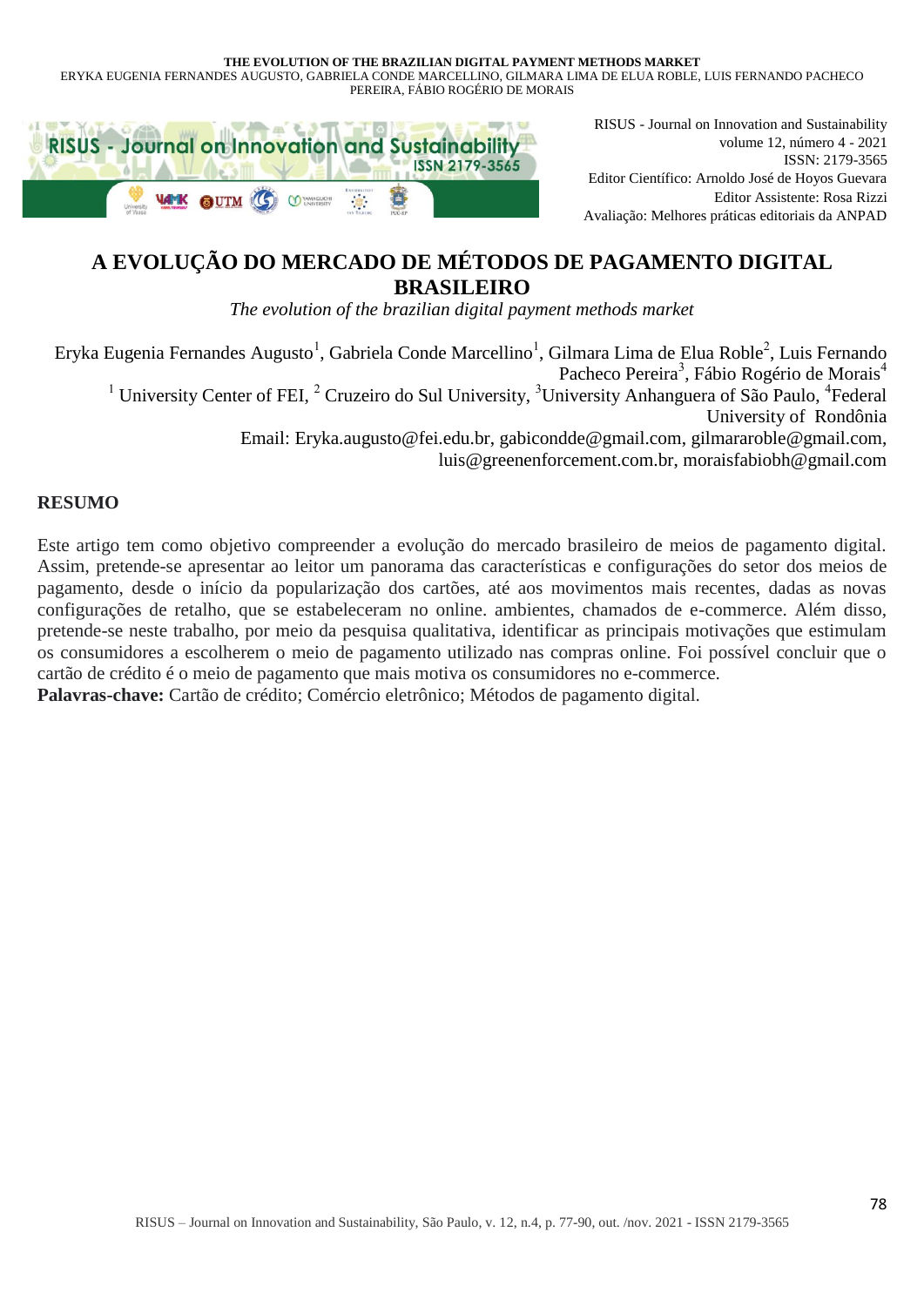# A EVOLUÇÃO DO MERCADO DE MÉTODOS DE PAGAMENTO DIGITAL BRASILEIRO

*The evolution of the brazilian digital payment methods market*

Eryka Eugenia Fernandes Augusto[1], Gabriela Conde Marcellino[1], Gilmara Lima de Elua Roble[2], Luis Fernando Pacheco Pereira[3], Fábio Rogério de Morais[4]

[1] University Center of FEI, [2] Cruzeiro do Sul University, [3]University Anhanguera of São Paulo, [4]Federal University of Rondônia

Email: Eryka.augusto@fei.edu.br, gabicondde@gmail.com, gilmararoble@gmail.com, luis@greenenforcement.com.br, moraisfabiobh@gmail.com

## RESUMO

Este artigo tem como objetivo compreender a evolução do mercado brasileiro de meios de pagamento digital. Assim, pretende-se apresentar ao leitor um panorama das características e configurações do setor dos meios de pagamento, desde o início da popularização dos cartões, até aos movimentos mais recentes, dadas as novas configurações de retalho, que se estabeleceram no online. ambientes, chamados de e-commerce. Além disso, pretende-se neste trabalho, por meio da pesquisa qualitativa, identificar as principais motivações que estimulam os consumidores a escolherem o meio de pagamento utilizado nas compras online. Foi possível concluir que o cartão de crédito é o meio de pagamento que mais motiva os consumidores no e-commerce.

**Palavras-chave:** Cartão de crédito; Comércio eletrônico; Métodos de pagamento digital.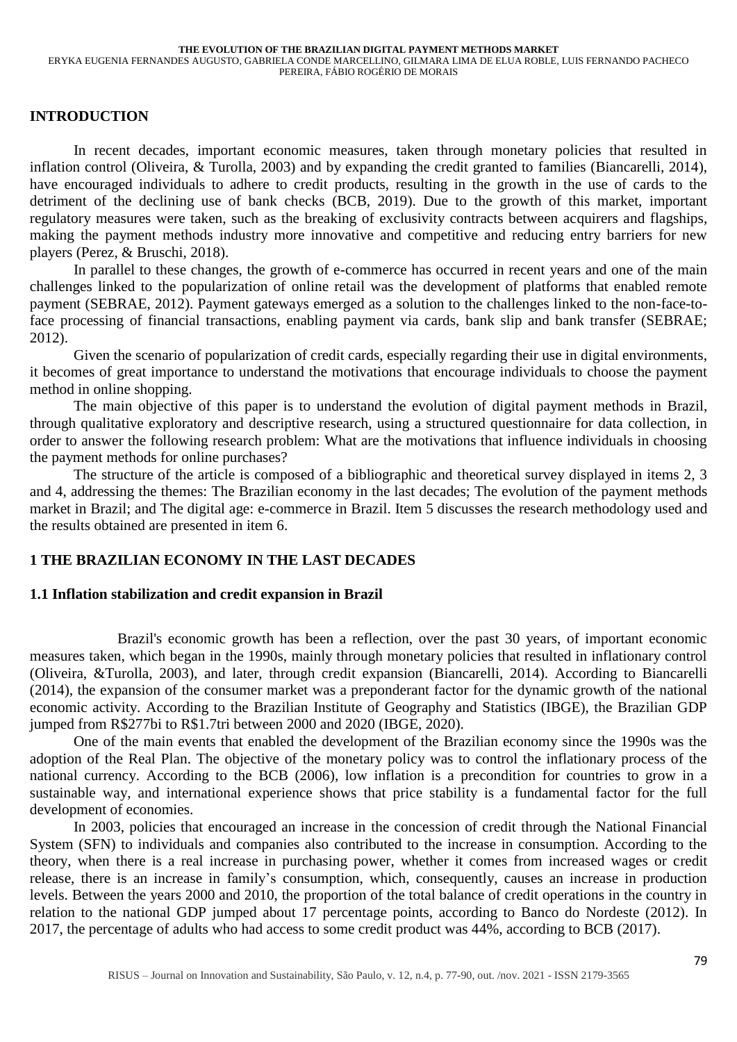## INTRODUCTION

In recent decades, important economic measures, taken through monetary policies that resulted in inflation control (Oliveira, & Turolla, 2003) and by expanding the credit granted to families (Biancarelli, 2014), have encouraged individuals to adhere to credit products, resulting in the growth in the use of cards to the detriment of the declining use of bank checks (BCB, 2019). Due to the growth of this market, important regulatory measures were taken, such as the breaking of exclusivity contracts between acquirers and flagships, making the payment methods industry more innovative and competitive and reducing entry barriers for new players (Perez, & Bruschi, 2018).

In parallel to these changes, the growth of e-commerce has occurred in recent years and one of the main challenges linked to the popularization of online retail was the development of platforms that enabled remote payment (SEBRAE, 2012). Payment gateways emerged as a solution to the challenges linked to the non-face-to-face processing of financial transactions, enabling payment via cards, bank slip and bank transfer (SEBRAE; 2012).

Given the scenario of popularization of credit cards, especially regarding their use in digital environments, it becomes of great importance to understand the motivations that encourage individuals to choose the payment method in online shopping.

The main objective of this paper is to understand the evolution of digital payment methods in Brazil, through qualitative exploratory and descriptive research, using a structured questionnaire for data collection, in order to answer the following research problem: What are the motivations that influence individuals in choosing the payment methods for online purchases?

The structure of the article is composed of a bibliographic and theoretical survey displayed in items 2, 3 and 4, addressing the themes: The Brazilian economy in the last decades; The evolution of the payment methods market in Brazil; and The digital age: e-commerce in Brazil. Item 5 discusses the research methodology used and the results obtained are presented in item 6.

## 1 THE BRAZILIAN ECONOMY IN THE LAST DECADES

### 1.1 Inflation stabilization and credit expansion in Brazil

Brazil's economic growth has been a reflection, over the past 30 years, of important economic measures taken, which began in the 1990s, mainly through monetary policies that resulted in inflationary control (Oliveira, &Turolla, 2003), and later, through credit expansion (Biancarelli, 2014). According to Biancarelli (2014), the expansion of the consumer market was a preponderant factor for the dynamic growth of the national economic activity. According to the Brazilian Institute of Geography and Statistics (IBGE), the Brazilian GDP jumped from R$277bi to R$1.7tri between 2000 and 2020 (IBGE, 2020).

One of the main events that enabled the development of the Brazilian economy since the 1990s was the adoption of the Real Plan. The objective of the monetary policy was to control the inflationary process of the national currency. According to the BCB (2006), low inflation is a precondition for countries to grow in a sustainable way, and international experience shows that price stability is a fundamental factor for the full development of economies.

In 2003, policies that encouraged an increase in the concession of credit through the National Financial System (SFN) to individuals and companies also contributed to the increase in consumption. According to the theory, when there is a real increase in purchasing power, whether it comes from increased wages or credit release, there is an increase in family's consumption, which, consequently, causes an increase in production levels. Between the years 2000 and 2010, the proportion of the total balance of credit operations in the country in relation to the national GDP jumped about 17 percentage points, according to Banco do Nordeste (2012). In 2017, the percentage of adults who had access to some credit product was 44%, according to BCB (2017).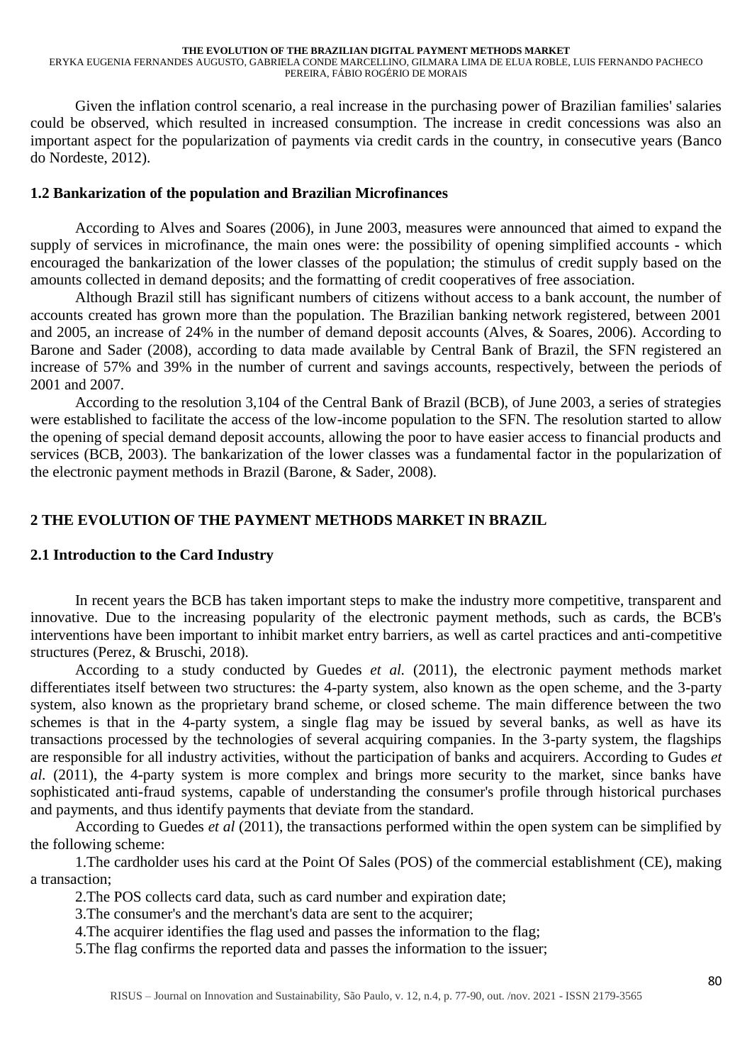Given the inflation control scenario, a real increase in the purchasing power of Brazilian families' salaries could be observed, which resulted in increased consumption. The increase in credit concessions was also an important aspect for the popularization of payments via credit cards in the country, in consecutive years (Banco do Nordeste, 2012).

### 1.2 Bankarization of the population and Brazilian Microfinances

According to Alves and Soares (2006), in June 2003, measures were announced that aimed to expand the supply of services in microfinance, the main ones were: the possibility of opening simplified accounts - which encouraged the bankarization of the lower classes of the population; the stimulus of credit supply based on the amounts collected in demand deposits; and the formatting of credit cooperatives of free association.

Although Brazil still has significant numbers of citizens without access to a bank account, the number of accounts created has grown more than the population. The Brazilian banking network registered, between 2001 and 2005, an increase of 24% in the number of demand deposit accounts (Alves, & Soares, 2006). According to Barone and Sader (2008), according to data made available by Central Bank of Brazil, the SFN registered an increase of 57% and 39% in the number of current and savings accounts, respectively, between the periods of 2001 and 2007.

According to the resolution 3,104 of the Central Bank of Brazil (BCB), of June 2003, a series of strategies were established to facilitate the access of the low-income population to the SFN. The resolution started to allow the opening of special demand deposit accounts, allowing the poor to have easier access to financial products and services (BCB, 2003). The bankarization of the lower classes was a fundamental factor in the popularization of the electronic payment methods in Brazil (Barone, & Sader, 2008).

## 2 THE EVOLUTION OF THE PAYMENT METHODS MARKET IN BRAZIL

### 2.1 Introduction to the Card Industry

In recent years the BCB has taken important steps to make the industry more competitive, transparent and innovative. Due to the increasing popularity of the electronic payment methods, such as cards, the BCB's interventions have been important to inhibit market entry barriers, as well as cartel practices and anti-competitive structures (Perez, & Bruschi, 2018).

According to a study conducted by Guedes *et al.* (2011), the electronic payment methods market differentiates itself between two structures: the 4-party system, also known as the open scheme, and the 3-party system, also known as the proprietary brand scheme, or closed scheme. The main difference between the two schemes is that in the 4-party system, a single flag may be issued by several banks, as well as have its transactions processed by the technologies of several acquiring companies. In the 3-party system, the flagships are responsible for all industry activities, without the participation of banks and acquirers. According to Gudes *et al.* (2011), the 4-party system is more complex and brings more security to the market, since banks have sophisticated anti-fraud systems, capable of understanding the consumer's profile through historical purchases and payments, and thus identify payments that deviate from the standard.

According to Guedes *et al* (2011), the transactions performed within the open system can be simplified by the following scheme:

1.The cardholder uses his card at the Point Of Sales (POS) of the commercial establishment (CE), making a transaction;

2.The POS collects card data, such as card number and expiration date;

3.The consumer's and the merchant's data are sent to the acquirer;

4.The acquirer identifies the flag used and passes the information to the flag;

5.The flag confirms the reported data and passes the information to the issuer;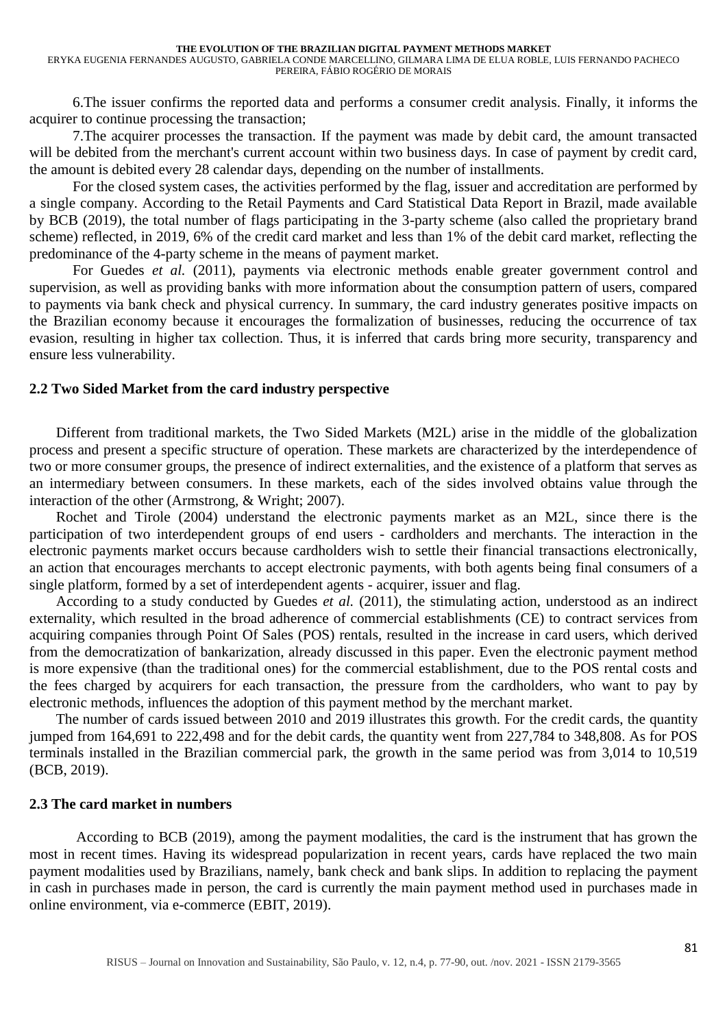6.The issuer confirms the reported data and performs a consumer credit analysis. Finally, it informs the acquirer to continue processing the transaction;

7.The acquirer processes the transaction. If the payment was made by debit card, the amount transacted will be debited from the merchant's current account within two business days. In case of payment by credit card, the amount is debited every 28 calendar days, depending on the number of installments.

For the closed system cases, the activities performed by the flag, issuer and accreditation are performed by a single company. According to the Retail Payments and Card Statistical Data Report in Brazil, made available by BCB (2019), the total number of flags participating in the 3-party scheme (also called the proprietary brand scheme) reflected, in 2019, 6% of the credit card market and less than 1% of the debit card market, reflecting the predominance of the 4-party scheme in the means of payment market.

For Guedes *et al.* (2011), payments via electronic methods enable greater government control and supervision, as well as providing banks with more information about the consumption pattern of users, compared to payments via bank check and physical currency. In summary, the card industry generates positive impacts on the Brazilian economy because it encourages the formalization of businesses, reducing the occurrence of tax evasion, resulting in higher tax collection. Thus, it is inferred that cards bring more security, transparency and ensure less vulnerability.

## 2.2 Two Sided Market from the card industry perspective

Different from traditional markets, the Two Sided Markets (M2L) arise in the middle of the globalization process and present a specific structure of operation. These markets are characterized by the interdependence of two or more consumer groups, the presence of indirect externalities, and the existence of a platform that serves as an intermediary between consumers. In these markets, each of the sides involved obtains value through the interaction of the other (Armstrong, & Wright; 2007).

Rochet and Tirole (2004) understand the electronic payments market as an M2L, since there is the participation of two interdependent groups of end users - cardholders and merchants. The interaction in the electronic payments market occurs because cardholders wish to settle their financial transactions electronically, an action that encourages merchants to accept electronic payments, with both agents being final consumers of a single platform, formed by a set of interdependent agents - acquirer, issuer and flag.

According to a study conducted by Guedes *et al.* (2011), the stimulating action, understood as an indirect externality, which resulted in the broad adherence of commercial establishments (CE) to contract services from acquiring companies through Point Of Sales (POS) rentals, resulted in the increase in card users, which derived from the democratization of bankarization, already discussed in this paper. Even the electronic payment method is more expensive (than the traditional ones) for the commercial establishment, due to the POS rental costs and the fees charged by acquirers for each transaction, the pressure from the cardholders, who want to pay by electronic methods, influences the adoption of this payment method by the merchant market.

The number of cards issued between 2010 and 2019 illustrates this growth. For the credit cards, the quantity jumped from 164,691 to 222,498 and for the debit cards, the quantity went from 227,784 to 348,808. As for POS terminals installed in the Brazilian commercial park, the growth in the same period was from 3,014 to 10,519 (BCB, 2019).

## 2.3 The card market in numbers

According to BCB (2019), among the payment modalities, the card is the instrument that has grown the most in recent times. Having its widespread popularization in recent years, cards have replaced the two main payment modalities used by Brazilians, namely, bank check and bank slips. In addition to replacing the payment in cash in purchases made in person, the card is currently the main payment method used in purchases made in online environment, via e-commerce (EBIT, 2019).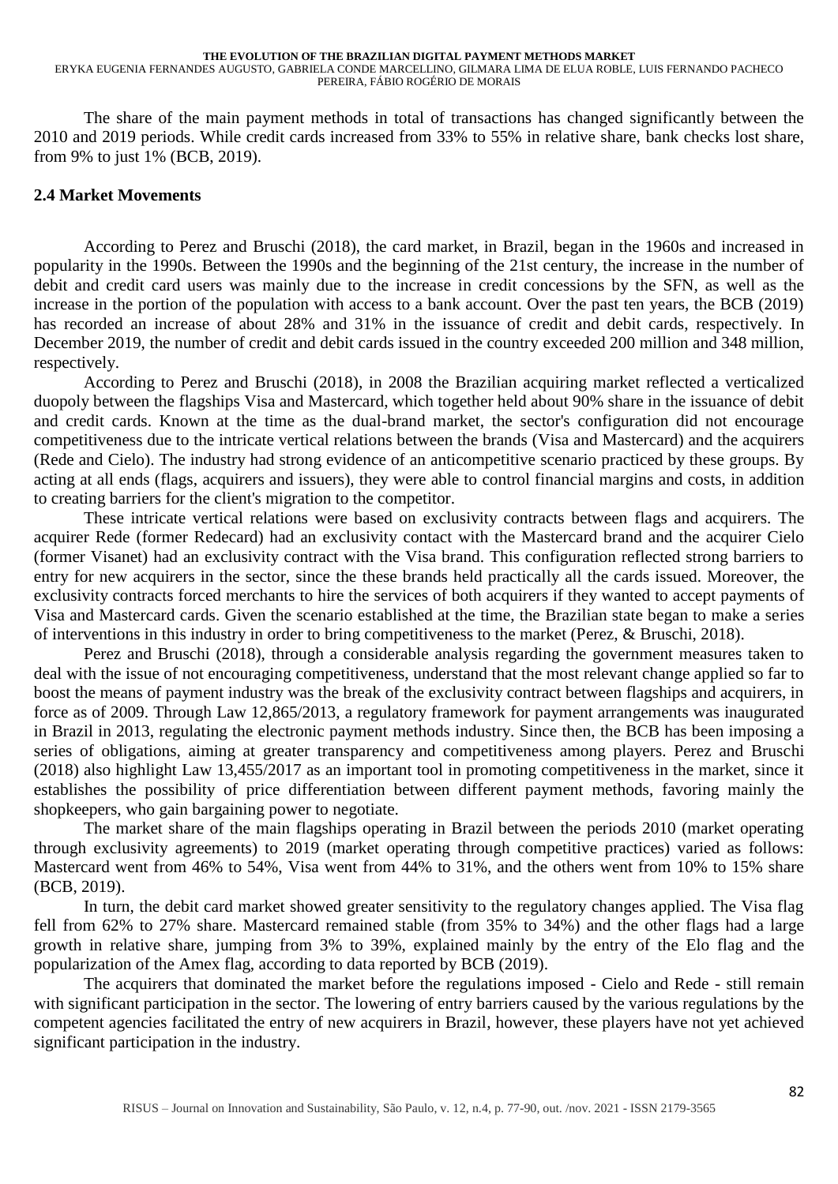The share of the main payment methods in total of transactions has changed significantly between the 2010 and 2019 periods. While credit cards increased from 33% to 55% in relative share, bank checks lost share, from 9% to just 1% (BCB, 2019).

## 2.4 Market Movements

According to Perez and Bruschi (2018), the card market, in Brazil, began in the 1960s and increased in popularity in the 1990s. Between the 1990s and the beginning of the 21st century, the increase in the number of debit and credit card users was mainly due to the increase in credit concessions by the SFN, as well as the increase in the portion of the population with access to a bank account. Over the past ten years, the BCB (2019) has recorded an increase of about 28% and 31% in the issuance of credit and debit cards, respectively. In December 2019, the number of credit and debit cards issued in the country exceeded 200 million and 348 million, respectively.

According to Perez and Bruschi (2018), in 2008 the Brazilian acquiring market reflected a verticalized duopoly between the flagships Visa and Mastercard, which together held about 90% share in the issuance of debit and credit cards. Known at the time as the dual-brand market, the sector's configuration did not encourage competitiveness due to the intricate vertical relations between the brands (Visa and Mastercard) and the acquirers (Rede and Cielo). The industry had strong evidence of an anticompetitive scenario practiced by these groups. By acting at all ends (flags, acquirers and issuers), they were able to control financial margins and costs, in addition to creating barriers for the client's migration to the competitor.

These intricate vertical relations were based on exclusivity contracts between flags and acquirers. The acquirer Rede (former Redecard) had an exclusivity contact with the Mastercard brand and the acquirer Cielo (former Visanet) had an exclusivity contract with the Visa brand. This configuration reflected strong barriers to entry for new acquirers in the sector, since the these brands held practically all the cards issued. Moreover, the exclusivity contracts forced merchants to hire the services of both acquirers if they wanted to accept payments of Visa and Mastercard cards. Given the scenario established at the time, the Brazilian state began to make a series of interventions in this industry in order to bring competitiveness to the market (Perez, & Bruschi, 2018).

Perez and Bruschi (2018), through a considerable analysis regarding the government measures taken to deal with the issue of not encouraging competitiveness, understand that the most relevant change applied so far to boost the means of payment industry was the break of the exclusivity contract between flagships and acquirers, in force as of 2009. Through Law 12,865/2013, a regulatory framework for payment arrangements was inaugurated in Brazil in 2013, regulating the electronic payment methods industry. Since then, the BCB has been imposing a series of obligations, aiming at greater transparency and competitiveness among players. Perez and Bruschi (2018) also highlight Law 13,455/2017 as an important tool in promoting competitiveness in the market, since it establishes the possibility of price differentiation between different payment methods, favoring mainly the shopkeepers, who gain bargaining power to negotiate.

The market share of the main flagships operating in Brazil between the periods 2010 (market operating through exclusivity agreements) to 2019 (market operating through competitive practices) varied as follows: Mastercard went from 46% to 54%, Visa went from 44% to 31%, and the others went from 10% to 15% share (BCB, 2019).

In turn, the debit card market showed greater sensitivity to the regulatory changes applied. The Visa flag fell from 62% to 27% share. Mastercard remained stable (from 35% to 34%) and the other flags had a large growth in relative share, jumping from 3% to 39%, explained mainly by the entry of the Elo flag and the popularization of the Amex flag, according to data reported by BCB (2019).

The acquirers that dominated the market before the regulations imposed - Cielo and Rede - still remain with significant participation in the sector. The lowering of entry barriers caused by the various regulations by the competent agencies facilitated the entry of new acquirers in Brazil, however, these players have not yet achieved significant participation in the industry.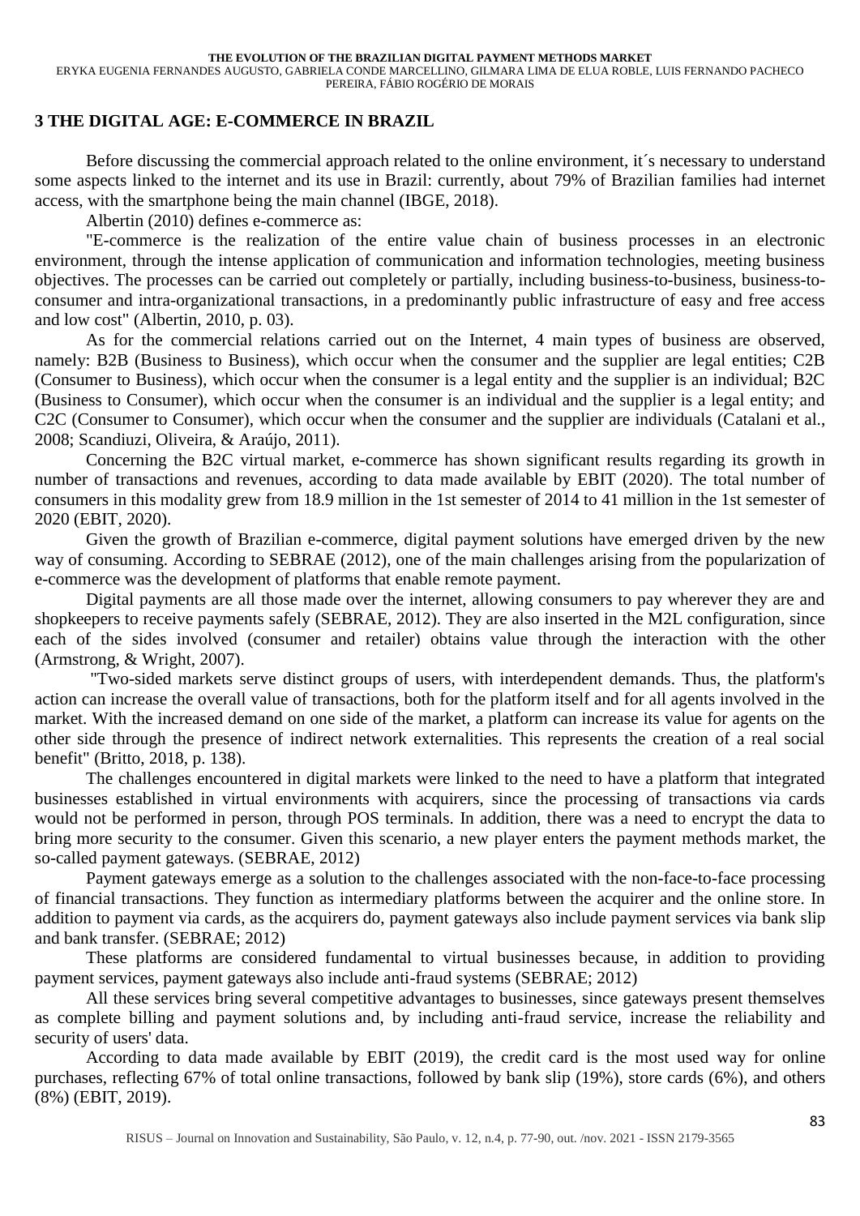## 3 THE DIGITAL AGE: E-COMMERCE IN BRAZIL

Before discussing the commercial approach related to the online environment, it´s necessary to understand some aspects linked to the internet and its use in Brazil: currently, about 79% of Brazilian families had internet access, with the smartphone being the main channel (IBGE, 2018).

Albertin (2010) defines e-commerce as:

"E-commerce is the realization of the entire value chain of business processes in an electronic environment, through the intense application of communication and information technologies, meeting business objectives. The processes can be carried out completely or partially, including business-to-business, business-to-consumer and intra-organizational transactions, in a predominantly public infrastructure of easy and free access and low cost" (Albertin, 2010, p. 03).

As for the commercial relations carried out on the Internet, 4 main types of business are observed, namely: B2B (Business to Business), which occur when the consumer and the supplier are legal entities; C2B (Consumer to Business), which occur when the consumer is a legal entity and the supplier is an individual; B2C (Business to Consumer), which occur when the consumer is an individual and the supplier is a legal entity; and C2C (Consumer to Consumer), which occur when the consumer and the supplier are individuals (Catalani et al., 2008; Scandiuzi, Oliveira, & Araújo, 2011).

Concerning the B2C virtual market, e-commerce has shown significant results regarding its growth in number of transactions and revenues, according to data made available by EBIT (2020). The total number of consumers in this modality grew from 18.9 million in the 1st semester of 2014 to 41 million in the 1st semester of 2020 (EBIT, 2020).

Given the growth of Brazilian e-commerce, digital payment solutions have emerged driven by the new way of consuming. According to SEBRAE (2012), one of the main challenges arising from the popularization of e-commerce was the development of platforms that enable remote payment.

Digital payments are all those made over the internet, allowing consumers to pay wherever they are and shopkeepers to receive payments safely (SEBRAE, 2012). They are also inserted in the M2L configuration, since each of the sides involved (consumer and retailer) obtains value through the interaction with the other (Armstrong, & Wright, 2007).

"Two-sided markets serve distinct groups of users, with interdependent demands. Thus, the platform's action can increase the overall value of transactions, both for the platform itself and for all agents involved in the market. With the increased demand on one side of the market, a platform can increase its value for agents on the other side through the presence of indirect network externalities. This represents the creation of a real social benefit" (Britto, 2018, p. 138).

The challenges encountered in digital markets were linked to the need to have a platform that integrated businesses established in virtual environments with acquirers, since the processing of transactions via cards would not be performed in person, through POS terminals. In addition, there was a need to encrypt the data to bring more security to the consumer. Given this scenario, a new player enters the payment methods market, the so-called payment gateways. (SEBRAE, 2012)

Payment gateways emerge as a solution to the challenges associated with the non-face-to-face processing of financial transactions. They function as intermediary platforms between the acquirer and the online store. In addition to payment via cards, as the acquirers do, payment gateways also include payment services via bank slip and bank transfer. (SEBRAE; 2012)

These platforms are considered fundamental to virtual businesses because, in addition to providing payment services, payment gateways also include anti-fraud systems (SEBRAE; 2012)

All these services bring several competitive advantages to businesses, since gateways present themselves as complete billing and payment solutions and, by including anti-fraud service, increase the reliability and security of users' data.

According to data made available by EBIT (2019), the credit card is the most used way for online purchases, reflecting 67% of total online transactions, followed by bank slip (19%), store cards (6%), and others (8%) (EBIT, 2019).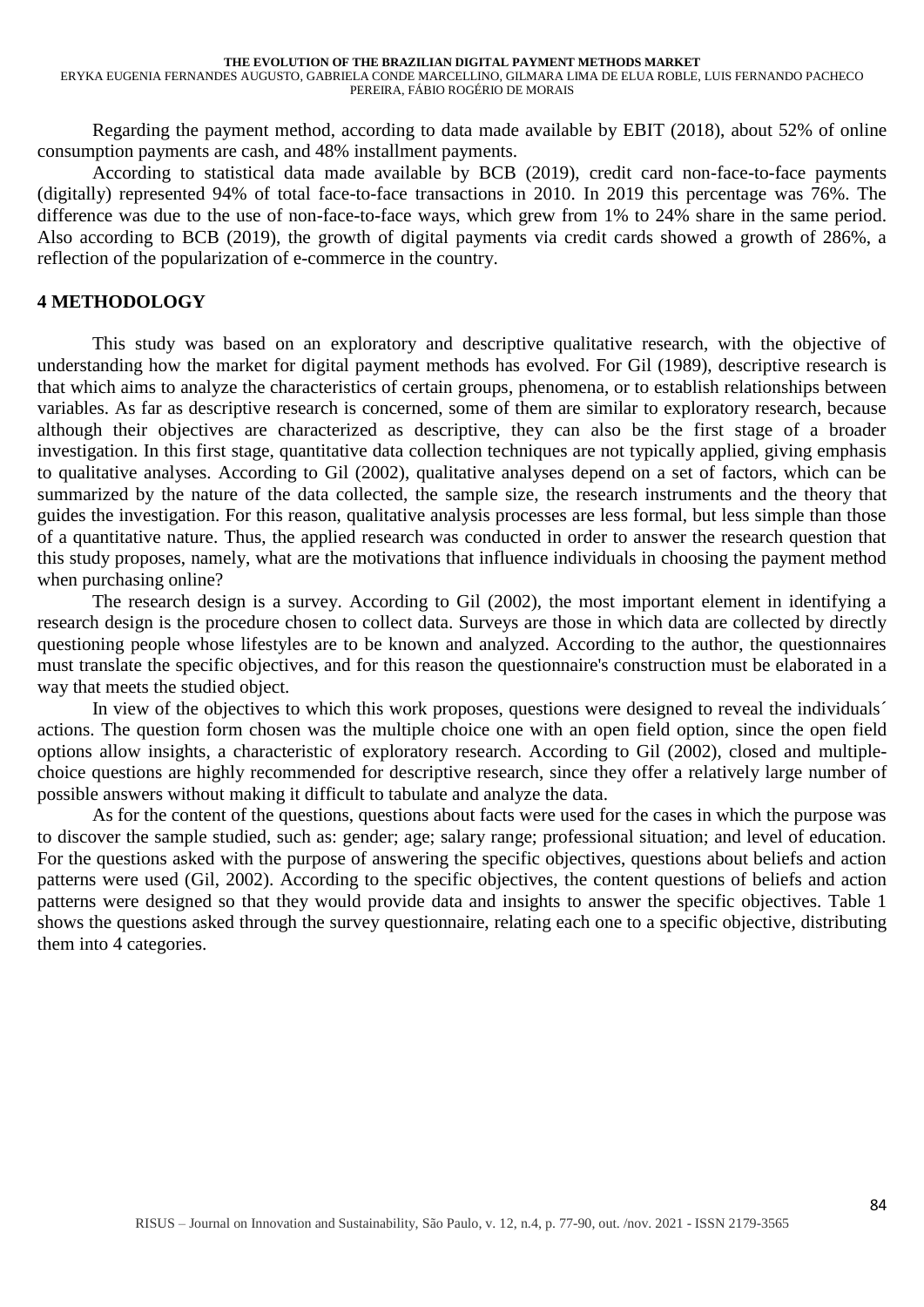Regarding the payment method, according to data made available by EBIT (2018), about 52% of online consumption payments are cash, and 48% installment payments.

According to statistical data made available by BCB (2019), credit card non-face-to-face payments (digitally) represented 94% of total face-to-face transactions in 2010. In 2019 this percentage was 76%. The difference was due to the use of non-face-to-face ways, which grew from 1% to 24% share in the same period. Also according to BCB (2019), the growth of digital payments via credit cards showed a growth of 286%, a reflection of the popularization of e-commerce in the country.

## 4 METHODOLOGY

This study was based on an exploratory and descriptive qualitative research, with the objective of understanding how the market for digital payment methods has evolved. For Gil (1989), descriptive research is that which aims to analyze the characteristics of certain groups, phenomena, or to establish relationships between variables. As far as descriptive research is concerned, some of them are similar to exploratory research, because although their objectives are characterized as descriptive, they can also be the first stage of a broader investigation. In this first stage, quantitative data collection techniques are not typically applied, giving emphasis to qualitative analyses. According to Gil (2002), qualitative analyses depend on a set of factors, which can be summarized by the nature of the data collected, the sample size, the research instruments and the theory that guides the investigation. For this reason, qualitative analysis processes are less formal, but less simple than those of a quantitative nature. Thus, the applied research was conducted in order to answer the research question that this study proposes, namely, what are the motivations that influence individuals in choosing the payment method when purchasing online?

The research design is a survey. According to Gil (2002), the most important element in identifying a research design is the procedure chosen to collect data. Surveys are those in which data are collected by directly questioning people whose lifestyles are to be known and analyzed. According to the author, the questionnaires must translate the specific objectives, and for this reason the questionnaire's construction must be elaborated in a way that meets the studied object.

In view of the objectives to which this work proposes, questions were designed to reveal the individuals´ actions. The question form chosen was the multiple choice one with an open field option, since the open field options allow insights, a characteristic of exploratory research. According to Gil (2002), closed and multiple-choice questions are highly recommended for descriptive research, since they offer a relatively large number of possible answers without making it difficult to tabulate and analyze the data.

As for the content of the questions, questions about facts were used for the cases in which the purpose was to discover the sample studied, such as: gender; age; salary range; professional situation; and level of education. For the questions asked with the purpose of answering the specific objectives, questions about beliefs and action patterns were used (Gil, 2002). According to the specific objectives, the content questions of beliefs and action patterns were designed so that they would provide data and insights to answer the specific objectives. Table 1 shows the questions asked through the survey questionnaire, relating each one to a specific objective, distributing them into 4 categories.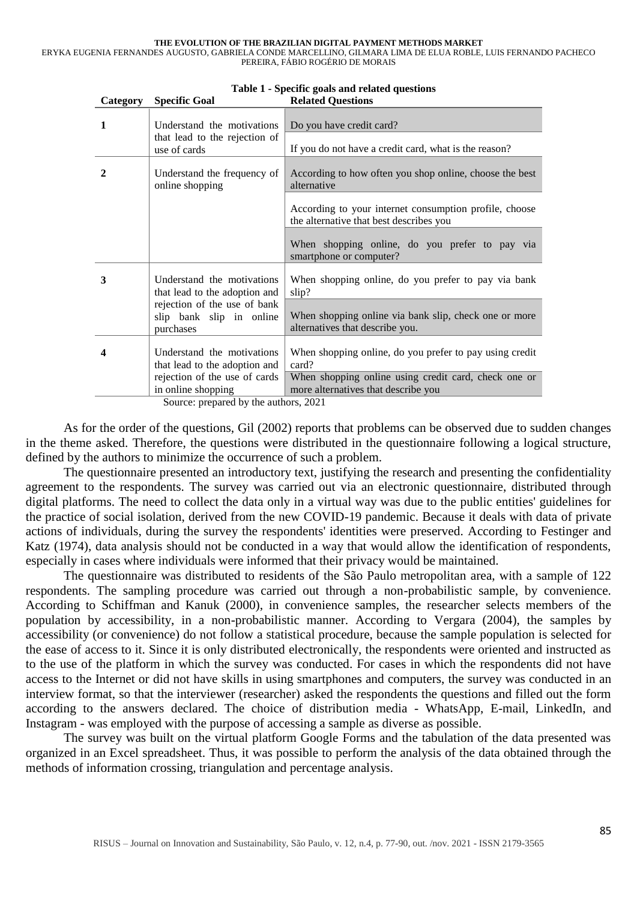**Table 1 - Specific goals and related questions**

| Category | Specific Goal | Related Questions |
|---|---|---|
| 1 | Understand the motivations that lead to the rejection of use of cards | Do you have credit card? |
| | | If you do not have a credit card, what is the reason? |
| 2 | Understand the frequency of online shopping | According to how often you shop online, choose the best alternative |
| | | According to your internet consumption profile, choose the alternative that best describes you |
| | | When shopping online, do you prefer to pay via smartphone or computer? |
| 3 | Understand the motivations that lead to the adoption and rejection of the use of bank slip bank slip in online purchases | When shopping online, do you prefer to pay via bank slip? |
| | | When shopping online via bank slip, check one or more alternatives that describe you. |
| 4 | Understand the motivations that lead to the adoption and rejection of the use of cards in online shopping | When shopping online, do you prefer to pay using credit card? |
| | | When shopping online using credit card, check one or more alternatives that describe you |

Source: prepared by the authors, 2021

As for the order of the questions, Gil (2002) reports that problems can be observed due to sudden changes in the theme asked. Therefore, the questions were distributed in the questionnaire following a logical structure, defined by the authors to minimize the occurrence of such a problem.

The questionnaire presented an introductory text, justifying the research and presenting the confidentiality agreement to the respondents. The survey was carried out via an electronic questionnaire, distributed through digital platforms. The need to collect the data only in a virtual way was due to the public entities' guidelines for the practice of social isolation, derived from the new COVID-19 pandemic. Because it deals with data of private actions of individuals, during the survey the respondents' identities were preserved. According to Festinger and Katz (1974), data analysis should not be conducted in a way that would allow the identification of respondents, especially in cases where individuals were informed that their privacy would be maintained.

The questionnaire was distributed to residents of the São Paulo metropolitan area, with a sample of 122 respondents. The sampling procedure was carried out through a non-probabilistic sample, by convenience. According to Schiffman and Kanuk (2000), in convenience samples, the researcher selects members of the population by accessibility, in a non-probabilistic manner. According to Vergara (2004), the samples by accessibility (or convenience) do not follow a statistical procedure, because the sample population is selected for the ease of access to it. Since it is only distributed electronically, the respondents were oriented and instructed as to the use of the platform in which the survey was conducted. For cases in which the respondents did not have access to the Internet or did not have skills in using smartphones and computers, the survey was conducted in an interview format, so that the interviewer (researcher) asked the respondents the questions and filled out the form according to the answers declared. The choice of distribution media - WhatsApp, E-mail, LinkedIn, and Instagram - was employed with the purpose of accessing a sample as diverse as possible.

The survey was built on the virtual platform Google Forms and the tabulation of the data presented was organized in an Excel spreadsheet. Thus, it was possible to perform the analysis of the data obtained through the methods of information crossing, triangulation and percentage analysis.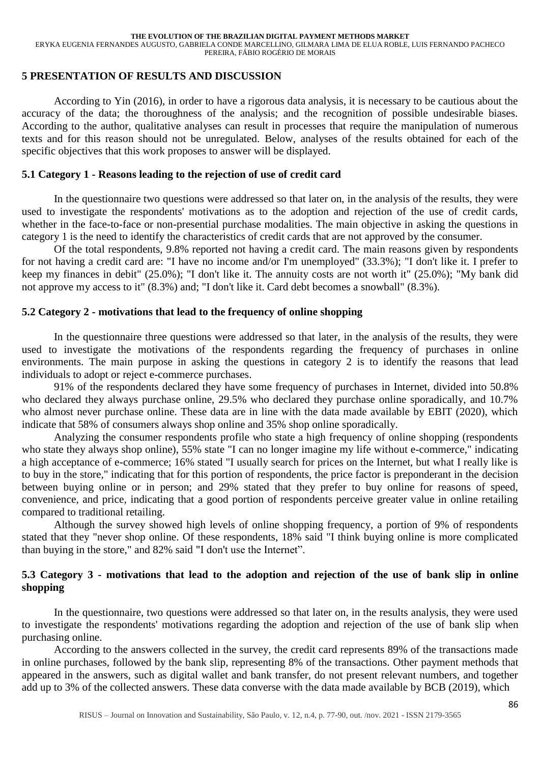## 5 PRESENTATION OF RESULTS AND DISCUSSION

According to Yin (2016), in order to have a rigorous data analysis, it is necessary to be cautious about the accuracy of the data; the thoroughness of the analysis; and the recognition of possible undesirable biases. According to the author, qualitative analyses can result in processes that require the manipulation of numerous texts and for this reason should not be unregulated. Below, analyses of the results obtained for each of the specific objectives that this work proposes to answer will be displayed.

### 5.1 Category 1 - Reasons leading to the rejection of use of credit card

In the questionnaire two questions were addressed so that later on, in the analysis of the results, they were used to investigate the respondents' motivations as to the adoption and rejection of the use of credit cards, whether in the face-to-face or non-presential purchase modalities. The main objective in asking the questions in category 1 is the need to identify the characteristics of credit cards that are not approved by the consumer.

Of the total respondents, 9.8% reported not having a credit card. The main reasons given by respondents for not having a credit card are: "I have no income and/or I'm unemployed" (33.3%); "I don't like it. I prefer to keep my finances in debit" (25.0%); "I don't like it. The annuity costs are not worth it" (25.0%); "My bank did not approve my access to it" (8.3%) and; "I don't like it. Card debt becomes a snowball" (8.3%).

### 5.2 Category 2 - motivations that lead to the frequency of online shopping

In the questionnaire three questions were addressed so that later, in the analysis of the results, they were used to investigate the motivations of the respondents regarding the frequency of purchases in online environments. The main purpose in asking the questions in category 2 is to identify the reasons that lead individuals to adopt or reject e-commerce purchases.

91% of the respondents declared they have some frequency of purchases in Internet, divided into 50.8% who declared they always purchase online, 29.5% who declared they purchase online sporadically, and 10.7% who almost never purchase online. These data are in line with the data made available by EBIT (2020), which indicate that 58% of consumers always shop online and 35% shop online sporadically.

Analyzing the consumer respondents profile who state a high frequency of online shopping (respondents who state they always shop online), 55% state "I can no longer imagine my life without e-commerce," indicating a high acceptance of e-commerce; 16% stated "I usually search for prices on the Internet, but what I really like is to buy in the store," indicating that for this portion of respondents, the price factor is preponderant in the decision between buying online or in person; and 29% stated that they prefer to buy online for reasons of speed, convenience, and price, indicating that a good portion of respondents perceive greater value in online retailing compared to traditional retailing.

Although the survey showed high levels of online shopping frequency, a portion of 9% of respondents stated that they "never shop online. Of these respondents, 18% said "I think buying online is more complicated than buying in the store," and 82% said "I don't use the Internet".

### 5.3 Category 3 - motivations that lead to the adoption and rejection of the use of bank slip in online shopping

In the questionnaire, two questions were addressed so that later on, in the results analysis, they were used to investigate the respondents' motivations regarding the adoption and rejection of the use of bank slip when purchasing online.

According to the answers collected in the survey, the credit card represents 89% of the transactions made in online purchases, followed by the bank slip, representing 8% of the transactions. Other payment methods that appeared in the answers, such as digital wallet and bank transfer, do not present relevant numbers, and together add up to 3% of the collected answers. These data converse with the data made available by BCB (2019), which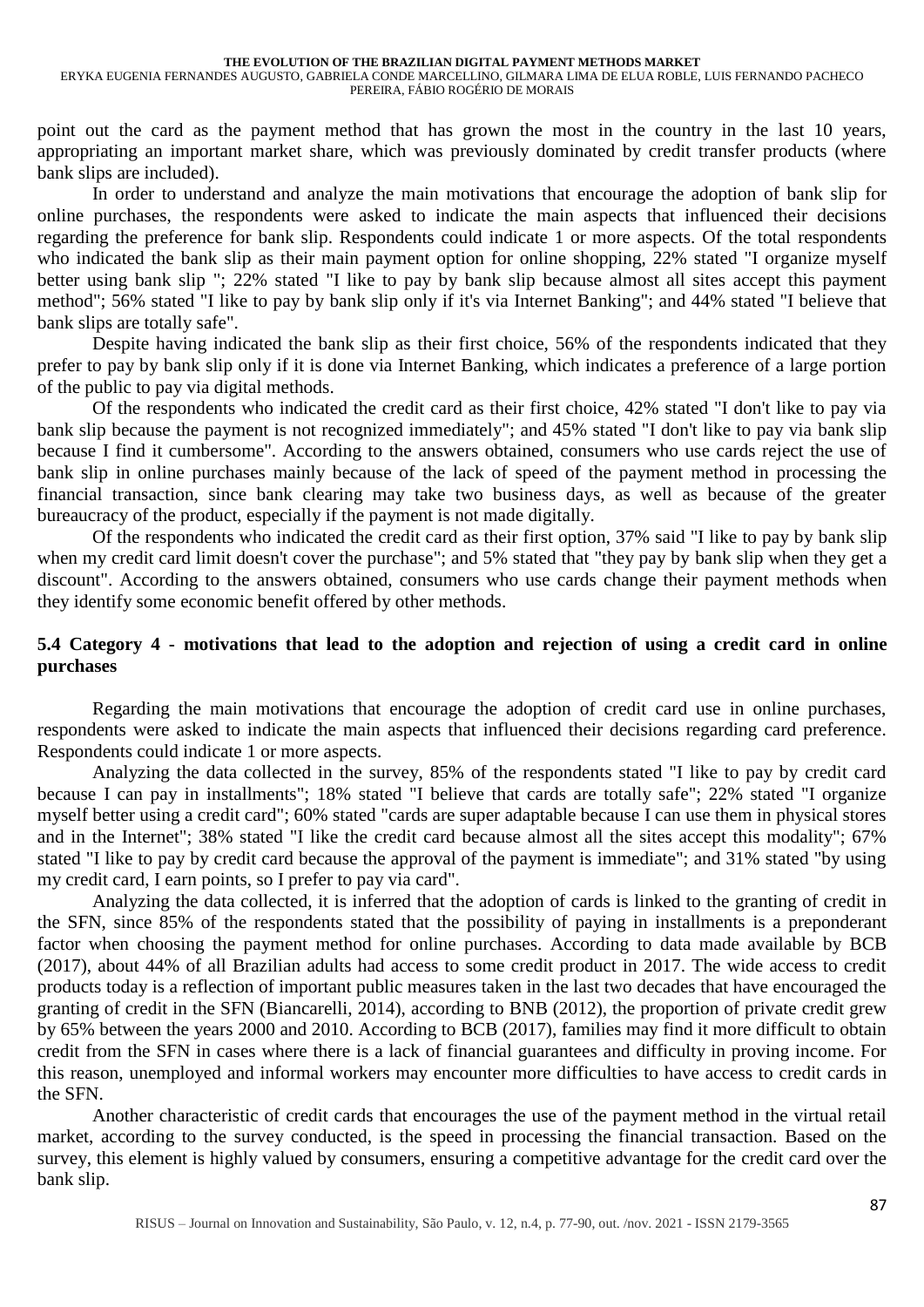point out the card as the payment method that has grown the most in the country in the last 10 years, appropriating an important market share, which was previously dominated by credit transfer products (where bank slips are included).

In order to understand and analyze the main motivations that encourage the adoption of bank slip for online purchases, the respondents were asked to indicate the main aspects that influenced their decisions regarding the preference for bank slip. Respondents could indicate 1 or more aspects. Of the total respondents who indicated the bank slip as their main payment option for online shopping, 22% stated "I organize myself better using bank slip "; 22% stated "I like to pay by bank slip because almost all sites accept this payment method"; 56% stated "I like to pay by bank slip only if it's via Internet Banking"; and 44% stated "I believe that bank slips are totally safe".

Despite having indicated the bank slip as their first choice, 56% of the respondents indicated that they prefer to pay by bank slip only if it is done via Internet Banking, which indicates a preference of a large portion of the public to pay via digital methods.

Of the respondents who indicated the credit card as their first choice, 42% stated "I don't like to pay via bank slip because the payment is not recognized immediately"; and 45% stated "I don't like to pay via bank slip because I find it cumbersome". According to the answers obtained, consumers who use cards reject the use of bank slip in online purchases mainly because of the lack of speed of the payment method in processing the financial transaction, since bank clearing may take two business days, as well as because of the greater bureaucracy of the product, especially if the payment is not made digitally.

Of the respondents who indicated the credit card as their first option, 37% said "I like to pay by bank slip when my credit card limit doesn't cover the purchase"; and 5% stated that "they pay by bank slip when they get a discount". According to the answers obtained, consumers who use cards change their payment methods when they identify some economic benefit offered by other methods.

### 5.4 Category 4 - motivations that lead to the adoption and rejection of using a credit card in online purchases

Regarding the main motivations that encourage the adoption of credit card use in online purchases, respondents were asked to indicate the main aspects that influenced their decisions regarding card preference. Respondents could indicate 1 or more aspects.

Analyzing the data collected in the survey, 85% of the respondents stated "I like to pay by credit card because I can pay in installments"; 18% stated "I believe that cards are totally safe"; 22% stated "I organize myself better using a credit card"; 60% stated "cards are super adaptable because I can use them in physical stores and in the Internet"; 38% stated "I like the credit card because almost all the sites accept this modality"; 67% stated "I like to pay by credit card because the approval of the payment is immediate"; and 31% stated "by using my credit card, I earn points, so I prefer to pay via card".

Analyzing the data collected, it is inferred that the adoption of cards is linked to the granting of credit in the SFN, since 85% of the respondents stated that the possibility of paying in installments is a preponderant factor when choosing the payment method for online purchases. According to data made available by BCB (2017), about 44% of all Brazilian adults had access to some credit product in 2017. The wide access to credit products today is a reflection of important public measures taken in the last two decades that have encouraged the granting of credit in the SFN (Biancarelli, 2014), according to BNB (2012), the proportion of private credit grew by 65% between the years 2000 and 2010. According to BCB (2017), families may find it more difficult to obtain credit from the SFN in cases where there is a lack of financial guarantees and difficulty in proving income. For this reason, unemployed and informal workers may encounter more difficulties to have access to credit cards in the SFN.

Another characteristic of credit cards that encourages the use of the payment method in the virtual retail market, according to the survey conducted, is the speed in processing the financial transaction. Based on the survey, this element is highly valued by consumers, ensuring a competitive advantage for the credit card over the bank slip.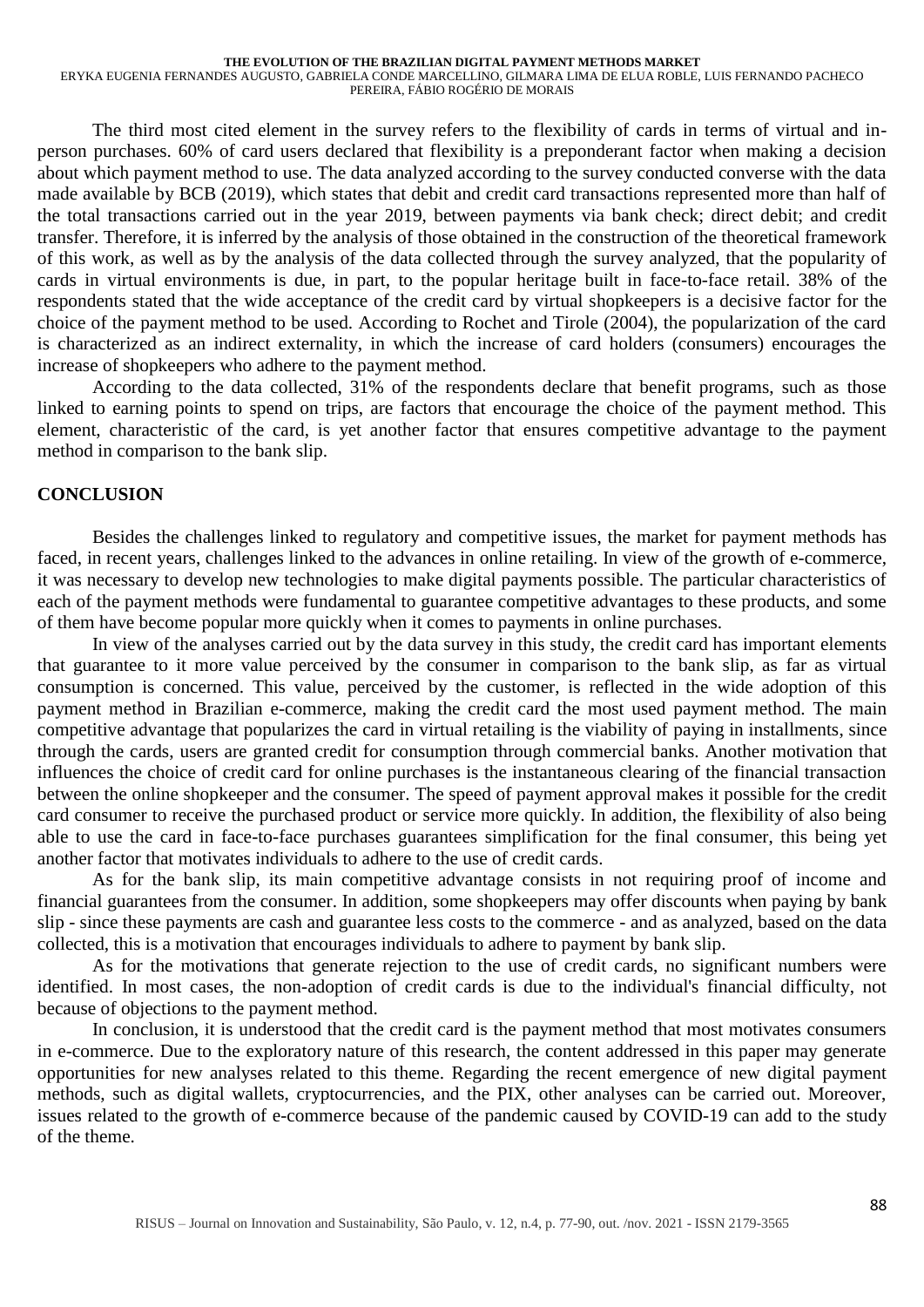The third most cited element in the survey refers to the flexibility of cards in terms of virtual and in-person purchases. 60% of card users declared that flexibility is a preponderant factor when making a decision about which payment method to use. The data analyzed according to the survey conducted converse with the data made available by BCB (2019), which states that debit and credit card transactions represented more than half of the total transactions carried out in the year 2019, between payments via bank check; direct debit; and credit transfer. Therefore, it is inferred by the analysis of those obtained in the construction of the theoretical framework of this work, as well as by the analysis of the data collected through the survey analyzed, that the popularity of cards in virtual environments is due, in part, to the popular heritage built in face-to-face retail. 38% of the respondents stated that the wide acceptance of the credit card by virtual shopkeepers is a decisive factor for the choice of the payment method to be used. According to Rochet and Tirole (2004), the popularization of the card is characterized as an indirect externality, in which the increase of card holders (consumers) encourages the increase of shopkeepers who adhere to the payment method.

According to the data collected, 31% of the respondents declare that benefit programs, such as those linked to earning points to spend on trips, are factors that encourage the choice of the payment method. This element, characteristic of the card, is yet another factor that ensures competitive advantage to the payment method in comparison to the bank slip.

## CONCLUSION

Besides the challenges linked to regulatory and competitive issues, the market for payment methods has faced, in recent years, challenges linked to the advances in online retailing. In view of the growth of e-commerce, it was necessary to develop new technologies to make digital payments possible. The particular characteristics of each of the payment methods were fundamental to guarantee competitive advantages to these products, and some of them have become popular more quickly when it comes to payments in online purchases.

In view of the analyses carried out by the data survey in this study, the credit card has important elements that guarantee to it more value perceived by the consumer in comparison to the bank slip, as far as virtual consumption is concerned. This value, perceived by the customer, is reflected in the wide adoption of this payment method in Brazilian e-commerce, making the credit card the most used payment method. The main competitive advantage that popularizes the card in virtual retailing is the viability of paying in installments, since through the cards, users are granted credit for consumption through commercial banks. Another motivation that influences the choice of credit card for online purchases is the instantaneous clearing of the financial transaction between the online shopkeeper and the consumer. The speed of payment approval makes it possible for the credit card consumer to receive the purchased product or service more quickly. In addition, the flexibility of also being able to use the card in face-to-face purchases guarantees simplification for the final consumer, this being yet another factor that motivates individuals to adhere to the use of credit cards.

As for the bank slip, its main competitive advantage consists in not requiring proof of income and financial guarantees from the consumer. In addition, some shopkeepers may offer discounts when paying by bank slip - since these payments are cash and guarantee less costs to the commerce - and as analyzed, based on the data collected, this is a motivation that encourages individuals to adhere to payment by bank slip.

As for the motivations that generate rejection to the use of credit cards, no significant numbers were identified. In most cases, the non-adoption of credit cards is due to the individual's financial difficulty, not because of objections to the payment method.

In conclusion, it is understood that the credit card is the payment method that most motivates consumers in e-commerce. Due to the exploratory nature of this research, the content addressed in this paper may generate opportunities for new analyses related to this theme. Regarding the recent emergence of new digital payment methods, such as digital wallets, cryptocurrencies, and the PIX, other analyses can be carried out. Moreover, issues related to the growth of e-commerce because of the pandemic caused by COVID-19 can add to the study of the theme.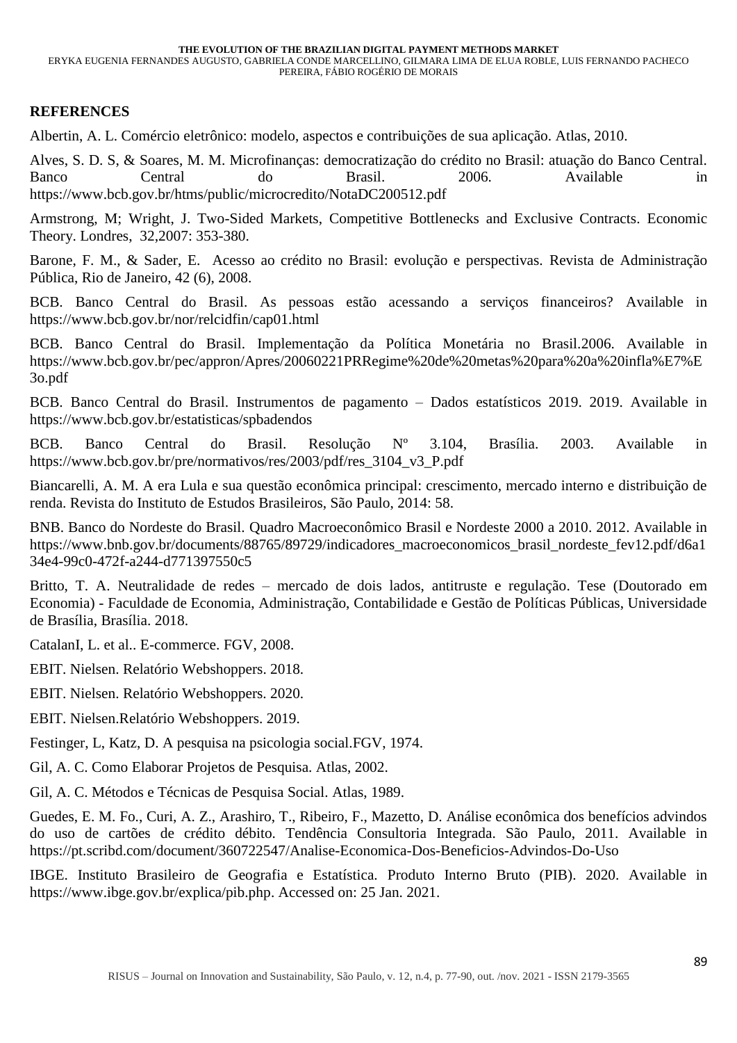## REFERENCES

Albertin, A. L. Comércio eletrônico: modelo, aspectos e contribuições de sua aplicação. Atlas, 2010.

Alves, S. D. S, & Soares, M. M. Microfinanças: democratização do crédito no Brasil: atuação do Banco Central. Banco Central do Brasil. 2006. Available in https://www.bcb.gov.br/htms/public/microcredito/NotaDC200512.pdf

Armstrong, M; Wright, J. Two-Sided Markets, Competitive Bottlenecks and Exclusive Contracts. Economic Theory. Londres, 32,2007: 353-380.

Barone, F. M., & Sader, E. Acesso ao crédito no Brasil: evolução e perspectivas. Revista de Administração Pública, Rio de Janeiro, 42 (6), 2008.

BCB. Banco Central do Brasil. As pessoas estão acessando a serviços financeiros? Available in https://www.bcb.gov.br/nor/relcidfin/cap01.html

BCB. Banco Central do Brasil. Implementação da Política Monetária no Brasil.2006. Available in https://www.bcb.gov.br/pec/appron/Apres/20060221PRRegime%20de%20metas%20para%20a%20infla%E7%E3o.pdf

BCB. Banco Central do Brasil. Instrumentos de pagamento – Dados estatísticos 2019. 2019. Available in https://www.bcb.gov.br/estatisticas/spbadendos

BCB. Banco Central do Brasil. Resolução Nº 3.104, Brasília. 2003. Available in https://www.bcb.gov.br/pre/normativos/res/2003/pdf/res_3104_v3_P.pdf

Biancarelli, A. M. A era Lula e sua questão econômica principal: crescimento, mercado interno e distribuição de renda. Revista do Instituto de Estudos Brasileiros, São Paulo, 2014: 58.

BNB. Banco do Nordeste do Brasil. Quadro Macroeconômico Brasil e Nordeste 2000 a 2010. 2012. Available in https://www.bnb.gov.br/documents/88765/89729/indicadores_macroeconomicos_brasil_nordeste_fev12.pdf/d6a134e4-99c0-472f-a244-d771397550c5

Britto, T. A. Neutralidade de redes – mercado de dois lados, antitruste e regulação. Tese (Doutorado em Economia) - Faculdade de Economia, Administração, Contabilidade e Gestão de Políticas Públicas, Universidade de Brasília, Brasília. 2018.

CatalanI, L. et al.. E-commerce. FGV, 2008.

EBIT. Nielsen. Relatório Webshoppers. 2018.

EBIT. Nielsen. Relatório Webshoppers. 2020.

EBIT. Nielsen.Relatório Webshoppers. 2019.

Festinger, L, Katz, D. A pesquisa na psicologia social.FGV, 1974.

Gil, A. C. Como Elaborar Projetos de Pesquisa. Atlas, 2002.

Gil, A. C. Métodos e Técnicas de Pesquisa Social. Atlas, 1989.

Guedes, E. M. Fo., Curi, A. Z., Arashiro, T., Ribeiro, F., Mazetto, D. Análise econômica dos benefícios advindos do uso de cartões de crédito débito. Tendência Consultoria Integrada. São Paulo, 2011. Available in https://pt.scribd.com/document/360722547/Analise-Economica-Dos-Beneficios-Advindos-Do-Uso

IBGE. Instituto Brasileiro de Geografia e Estatística. Produto Interno Bruto (PIB). 2020. Available in https://www.ibge.gov.br/explica/pib.php. Accessed on: 25 Jan. 2021.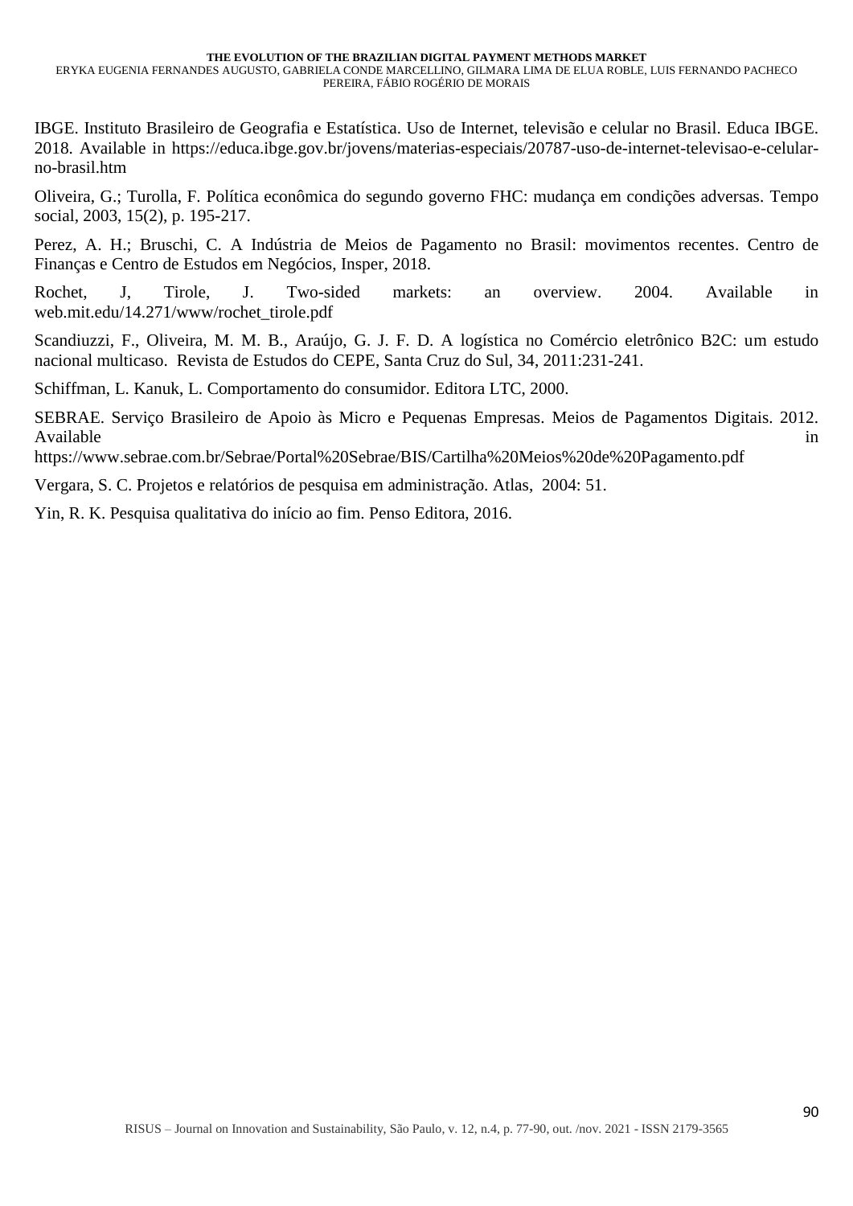IBGE. Instituto Brasileiro de Geografia e Estatística. Uso de Internet, televisão e celular no Brasil. Educa IBGE. 2018. Available in https://educa.ibge.gov.br/jovens/materias-especiais/20787-uso-de-internet-televisao-e-celular-no-brasil.htm

Oliveira, G.; Turolla, F. Política econômica do segundo governo FHC: mudança em condições adversas. Tempo social, 2003, 15(2), p. 195-217.

Perez, A. H.; Bruschi, C. A Indústria de Meios de Pagamento no Brasil: movimentos recentes. Centro de Finanças e Centro de Estudos em Negócios, Insper, 2018.

Rochet, J, Tirole, J. Two-sided markets: an overview. 2004. Available in web.mit.edu/14.271/www/rochet_tirole.pdf

Scandiuzzi, F., Oliveira, M. M. B., Araújo, G. J. F. D. A logística no Comércio eletrônico B2C: um estudo nacional multicaso. Revista de Estudos do CEPE, Santa Cruz do Sul, 34, 2011:231-241.

Schiffman, L. Kanuk, L. Comportamento do consumidor. Editora LTC, 2000.

SEBRAE. Serviço Brasileiro de Apoio às Micro e Pequenas Empresas. Meios de Pagamentos Digitais. 2012. Available in https://www.sebrae.com.br/Sebrae/Portal%20Sebrae/BIS/Cartilha%20Meios%20de%20Pagamento.pdf

Vergara, S. C. Projetos e relatórios de pesquisa em administração. Atlas, 2004: 51.

Yin, R. K. Pesquisa qualitativa do início ao fim. Penso Editora, 2016.